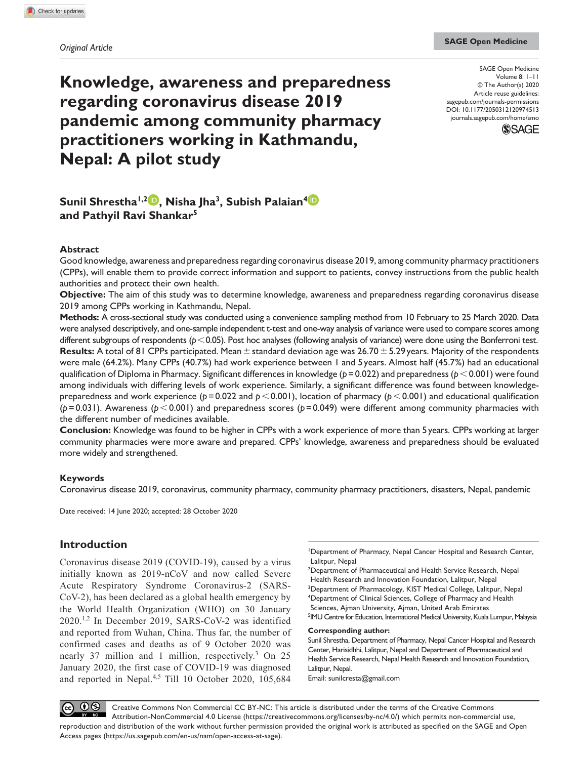*Original Article*

# Knowledge, awareness and preparedness regarding coronavirus disease 2019 pandemic among community pharmacy practitioners working in Kathmandu, Nepal: A pilot study

SAGE Open Medicine
Volume 8: 1–11
© The Author(s) 2020
Article reuse guidelines: sagepub.com/journals-permissions
DOI: 10.1177/2050312120974513
journals.sagepub.com/home/smo

**Sunil Shrestha[1,2], Nisha Jha[3], Subish Palaian[4] and Pathyil Ravi Shankar[5]**

## Abstract

Good knowledge, awareness and preparedness regarding coronavirus disease 2019, among community pharmacy practitioners (CPPs), will enable them to provide correct information and support to patients, convey instructions from the public health authorities and protect their own health.

**Objective:** The aim of this study was to determine knowledge, awareness and preparedness regarding coronavirus disease 2019 among CPPs working in Kathmandu, Nepal.

**Methods:** A cross-sectional study was conducted using a convenience sampling method from 10 February to 25 March 2020. Data were analysed descriptively, and one-sample independent t-test and one-way analysis of variance were used to compare scores among different subgroups of respondents ($p < 0.05$). Post hoc analyses (following analysis of variance) were done using the Bonferroni test.

**Results:** A total of 81 CPPs participated. Mean ± standard deviation age was 26.70 ± 5.29 years. Majority of the respondents were male (64.2%). Many CPPs (40.7%) had work experience between 1 and 5 years. Almost half (45.7%) had an educational qualification of Diploma in Pharmacy. Significant differences in knowledge ($p = 0.022$) and preparedness ($p < 0.001$) were found among individuals with differing levels of work experience. Similarly, a significant difference was found between knowledge-preparedness and work experience ($p = 0.022$ and $p < 0.001$), location of pharmacy ($p < 0.001$) and educational qualification ($p = 0.031$). Awareness ($p < 0.001$) and preparedness scores ($p = 0.049$) were different among community pharmacies with the different number of medicines available.

**Conclusion:** Knowledge was found to be higher in CPPs with a work experience of more than 5 years. CPPs working at larger community pharmacies were more aware and prepared. CPPs' knowledge, awareness and preparedness should be evaluated more widely and strengthened.

### Keywords

Coronavirus disease 2019, coronavirus, community pharmacy, community pharmacy practitioners, disasters, Nepal, pandemic

Date received: 14 June 2020; accepted: 28 October 2020

## Introduction

Coronavirus disease 2019 (COVID-19), caused by a virus initially known as 2019-nCoV and now called Severe Acute Respiratory Syndrome Coronavirus-2 (SARS-CoV-2), has been declared as a global health emergency by the World Health Organization (WHO) on 30 January 2020.[1,2] In December 2019, SARS-CoV-2 was identified and reported from Wuhan, China. Thus far, the number of confirmed cases and deaths as of 9 October 2020 was nearly 37 million and 1 million, respectively.[3] On 25 January 2020, the first case of COVID-19 was diagnosed and reported in Nepal.[4,5] Till 10 October 2020, 105,684

[1]Department of Pharmacy, Nepal Cancer Hospital and Research Center, Lalitpur, Nepal
[2]Department of Pharmaceutical and Health Service Research, Nepal Health Research and Innovation Foundation, Lalitpur, Nepal
[3]Department of Pharmacology, KIST Medical College, Lalitpur, Nepal
[4]Department of Clinical Sciences, College of Pharmacy and Health Sciences, Ajman University, Ajman, United Arab Emirates
[5]IMU Centre for Education, International Medical University, Kuala Lumpur, Malaysia

**Corresponding author:**
Sunil Shrestha, Department of Pharmacy, Nepal Cancer Hospital and Research Center, Harisidhhi, Lalitpur, Nepal and Department of Pharmaceutical and Health Service Research, Nepal Health Research and Innovation Foundation, Lalitpur, Nepal.
Email: sunilcresta@gmail.com

Creative Commons Non Commercial CC BY-NC: This article is distributed under the terms of the Creative Commons Attribution-NonCommercial 4.0 License (https://creativecommons.org/licenses/by-nc/4.0/) which permits non-commercial use, reproduction and distribution of the work without further permission provided the original work is attributed as specified on the SAGE and Open Access pages (https://us.sagepub.com/en-us/nam/open-access-at-sage).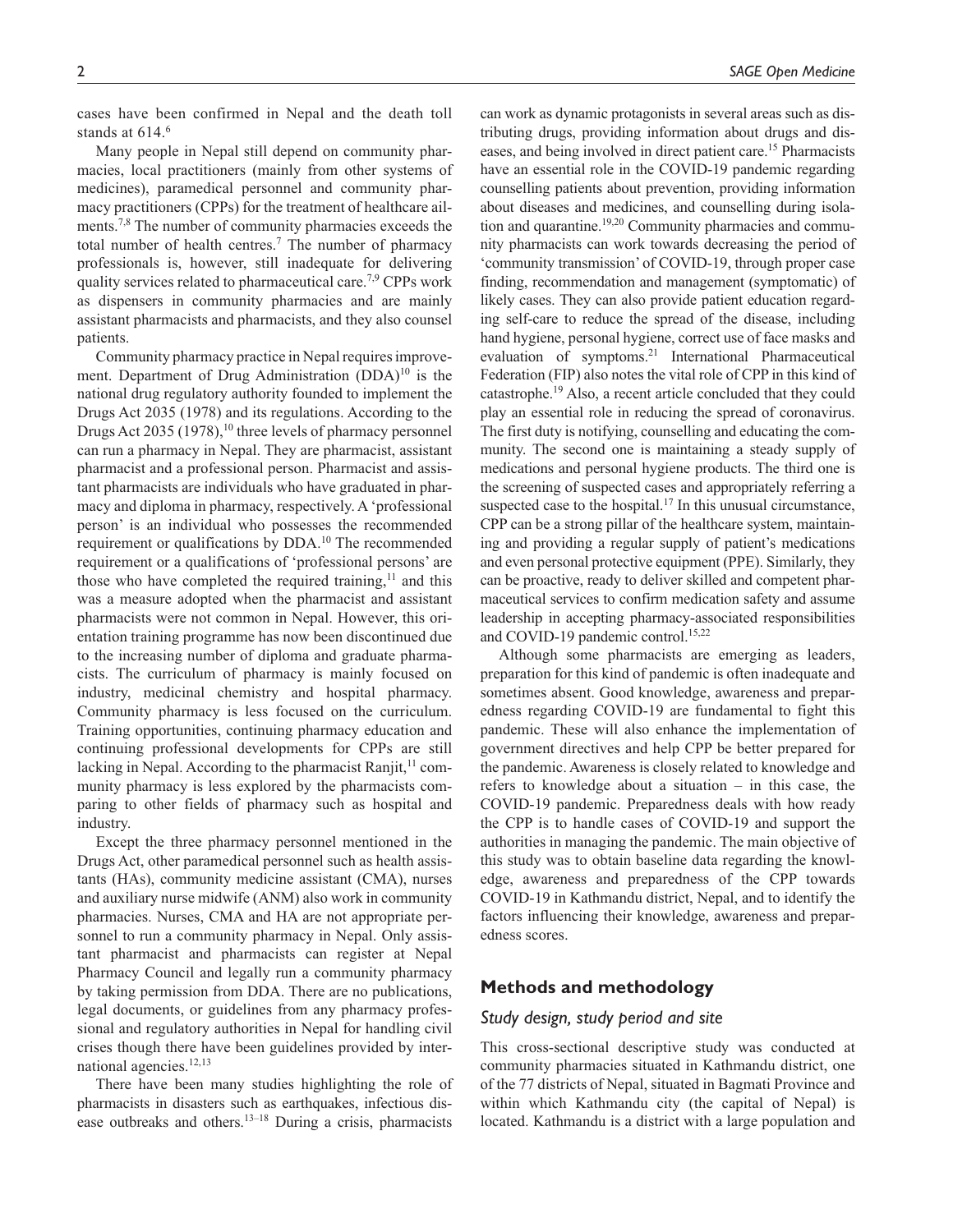cases have been confirmed in Nepal and the death toll stands at 614.[6]

Many people in Nepal still depend on community pharmacies, local practitioners (mainly from other systems of medicines), paramedical personnel and community pharmacy practitioners (CPPs) for the treatment of healthcare ailments.[7,8] The number of community pharmacies exceeds the total number of health centres.[7] The number of pharmacy professionals is, however, still inadequate for delivering quality services related to pharmaceutical care.[7,9] CPPs work as dispensers in community pharmacies and are mainly assistant pharmacists and pharmacists, and they also counsel patients.

Community pharmacy practice in Nepal requires improvement. Department of Drug Administration (DDA)[10] is the national drug regulatory authority founded to implement the Drugs Act 2035 (1978) and its regulations. According to the Drugs Act 2035 (1978),[10] three levels of pharmacy personnel can run a pharmacy in Nepal. They are pharmacist, assistant pharmacist and a professional person. Pharmacist and assistant pharmacists are individuals who have graduated in pharmacy and diploma in pharmacy, respectively. A 'professional person' is an individual who possesses the recommended requirement or qualifications by DDA.[10] The recommended requirement or a qualifications of 'professional persons' are those who have completed the required training,[11] and this was a measure adopted when the pharmacist and assistant pharmacists were not common in Nepal. However, this orientation training programme has now been discontinued due to the increasing number of diploma and graduate pharmacists. The curriculum of pharmacy is mainly focused on industry, medicinal chemistry and hospital pharmacy. Community pharmacy is less focused on the curriculum. Training opportunities, continuing pharmacy education and continuing professional developments for CPPs are still lacking in Nepal. According to the pharmacist Ranjit,[11] community pharmacy is less explored by the pharmacists comparing to other fields of pharmacy such as hospital and industry.

Except the three pharmacy personnel mentioned in the Drugs Act, other paramedical personnel such as health assistants (HAs), community medicine assistant (CMA), nurses and auxiliary nurse midwife (ANM) also work in community pharmacies. Nurses, CMA and HA are not appropriate personnel to run a community pharmacy in Nepal. Only assistant pharmacist and pharmacists can register at Nepal Pharmacy Council and legally run a community pharmacy by taking permission from DDA. There are no publications, legal documents, or guidelines from any pharmacy professional and regulatory authorities in Nepal for handling civil crises though there have been guidelines provided by international agencies.[12,13]

There have been many studies highlighting the role of pharmacists in disasters such as earthquakes, infectious disease outbreaks and others.[13–18] During a crisis, pharmacists can work as dynamic protagonists in several areas such as distributing drugs, providing information about drugs and diseases, and being involved in direct patient care.[15] Pharmacists have an essential role in the COVID-19 pandemic regarding counselling patients about prevention, providing information about diseases and medicines, and counselling during isolation and quarantine.[19,20] Community pharmacies and community pharmacists can work towards decreasing the period of 'community transmission' of COVID-19, through proper case finding, recommendation and management (symptomatic) of likely cases. They can also provide patient education regarding self-care to reduce the spread of the disease, including hand hygiene, personal hygiene, correct use of face masks and evaluation of symptoms.[21] International Pharmaceutical Federation (FIP) also notes the vital role of CPP in this kind of catastrophe.[19] Also, a recent article concluded that they could play an essential role in reducing the spread of coronavirus. The first duty is notifying, counselling and educating the community. The second one is maintaining a steady supply of medications and personal hygiene products. The third one is the screening of suspected cases and appropriately referring a suspected case to the hospital.[17] In this unusual circumstance, CPP can be a strong pillar of the healthcare system, maintaining and providing a regular supply of patient's medications and even personal protective equipment (PPE). Similarly, they can be proactive, ready to deliver skilled and competent pharmaceutical services to confirm medication safety and assume leadership in accepting pharmacy-associated responsibilities and COVID-19 pandemic control.[15,22]

Although some pharmacists are emerging as leaders, preparation for this kind of pandemic is often inadequate and sometimes absent. Good knowledge, awareness and preparedness regarding COVID-19 are fundamental to fight this pandemic. These will also enhance the implementation of government directives and help CPP be better prepared for the pandemic. Awareness is closely related to knowledge and refers to knowledge about a situation – in this case, the COVID-19 pandemic. Preparedness deals with how ready the CPP is to handle cases of COVID-19 and support the authorities in managing the pandemic. The main objective of this study was to obtain baseline data regarding the knowledge, awareness and preparedness of the CPP towards COVID-19 in Kathmandu district, Nepal, and to identify the factors influencing their knowledge, awareness and preparedness scores.

## Methods and methodology

### Study design, study period and site

This cross-sectional descriptive study was conducted at community pharmacies situated in Kathmandu district, one of the 77 districts of Nepal, situated in Bagmati Province and within which Kathmandu city (the capital of Nepal) is located. Kathmandu is a district with a large population and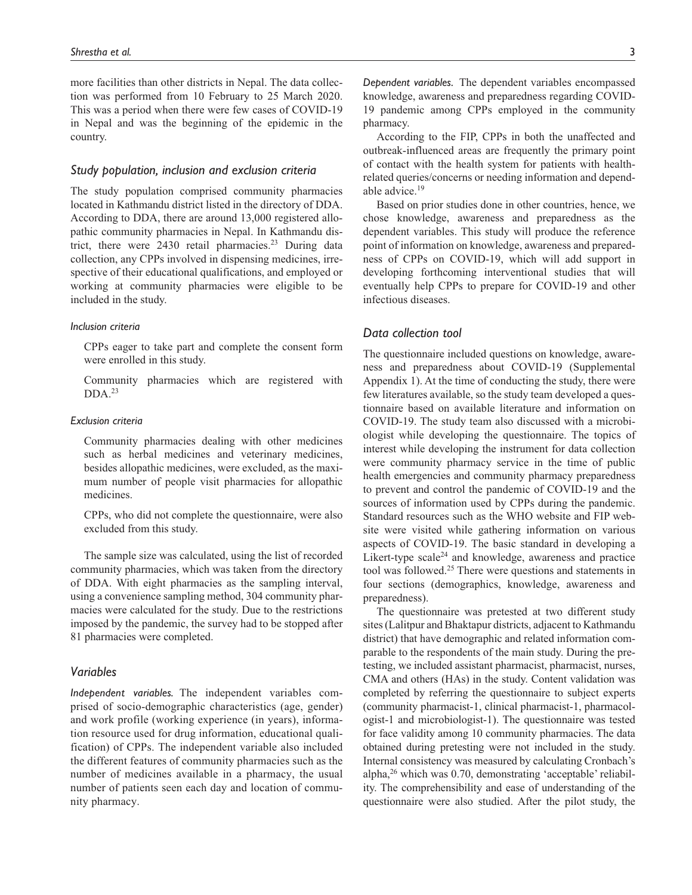more facilities than other districts in Nepal. The data collection was performed from 10 February to 25 March 2020. This was a period when there were few cases of COVID-19 in Nepal and was the beginning of the epidemic in the country.

### *Study population, inclusion and exclusion criteria*

The study population comprised community pharmacies located in Kathmandu district listed in the directory of DDA. According to DDA, there are around 13,000 registered allopathic community pharmacies in Nepal. In Kathmandu district, there were 2430 retail pharmacies.[23] During data collection, any CPPs involved in dispensing medicines, irrespective of their educational qualifications, and employed or working at community pharmacies were eligible to be included in the study.

#### *Inclusion criteria*

CPPs eager to take part and complete the consent form were enrolled in this study.

Community pharmacies which are registered with DDA.[23]

#### *Exclusion criteria*

Community pharmacies dealing with other medicines such as herbal medicines and veterinary medicines, besides allopathic medicines, were excluded, as the maximum number of people visit pharmacies for allopathic medicines.

CPPs, who did not complete the questionnaire, were also excluded from this study.

The sample size was calculated, using the list of recorded community pharmacies, which was taken from the directory of DDA. With eight pharmacies as the sampling interval, using a convenience sampling method, 304 community pharmacies were calculated for the study. Due to the restrictions imposed by the pandemic, the survey had to be stopped after 81 pharmacies were completed.

### *Variables*

*Independent variables.* The independent variables comprised of socio-demographic characteristics (age, gender) and work profile (working experience (in years), information resource used for drug information, educational qualification) of CPPs. The independent variable also included the different features of community pharmacies such as the number of medicines available in a pharmacy, the usual number of patients seen each day and location of community pharmacy.

*Dependent variables.* The dependent variables encompassed knowledge, awareness and preparedness regarding COVID-19 pandemic among CPPs employed in the community pharmacy.

According to the FIP, CPPs in both the unaffected and outbreak-influenced areas are frequently the primary point of contact with the health system for patients with health-related queries/concerns or needing information and dependable advice.[19]

Based on prior studies done in other countries, hence, we chose knowledge, awareness and preparedness as the dependent variables. This study will produce the reference point of information on knowledge, awareness and preparedness of CPPs on COVID-19, which will add support in developing forthcoming interventional studies that will eventually help CPPs to prepare for COVID-19 and other infectious diseases.

### *Data collection tool*

The questionnaire included questions on knowledge, awareness and preparedness about COVID-19 (Supplemental Appendix 1). At the time of conducting the study, there were few literatures available, so the study team developed a questionnaire based on available literature and information on COVID-19. The study team also discussed with a microbiologist while developing the questionnaire. The topics of interest while developing the instrument for data collection were community pharmacy service in the time of public health emergencies and community pharmacy preparedness to prevent and control the pandemic of COVID-19 and the sources of information used by CPPs during the pandemic. Standard resources such as the WHO website and FIP website were visited while gathering information on various aspects of COVID-19. The basic standard in developing a Likert-type scale[24] and knowledge, awareness and practice tool was followed.[25] There were questions and statements in four sections (demographics, knowledge, awareness and preparedness).

The questionnaire was pretested at two different study sites (Lalitpur and Bhaktapur districts, adjacent to Kathmandu district) that have demographic and related information comparable to the respondents of the main study. During the pretesting, we included assistant pharmacist, pharmacist, nurses, CMA and others (HAs) in the study. Content validation was completed by referring the questionnaire to subject experts (community pharmacist-1, clinical pharmacist-1, pharmacologist-1 and microbiologist-1). The questionnaire was tested for face validity among 10 community pharmacies. The data obtained during pretesting were not included in the study. Internal consistency was measured by calculating Cronbach's alpha,[26] which was 0.70, demonstrating 'acceptable' reliability. The comprehensibility and ease of understanding of the questionnaire were also studied. After the pilot study, the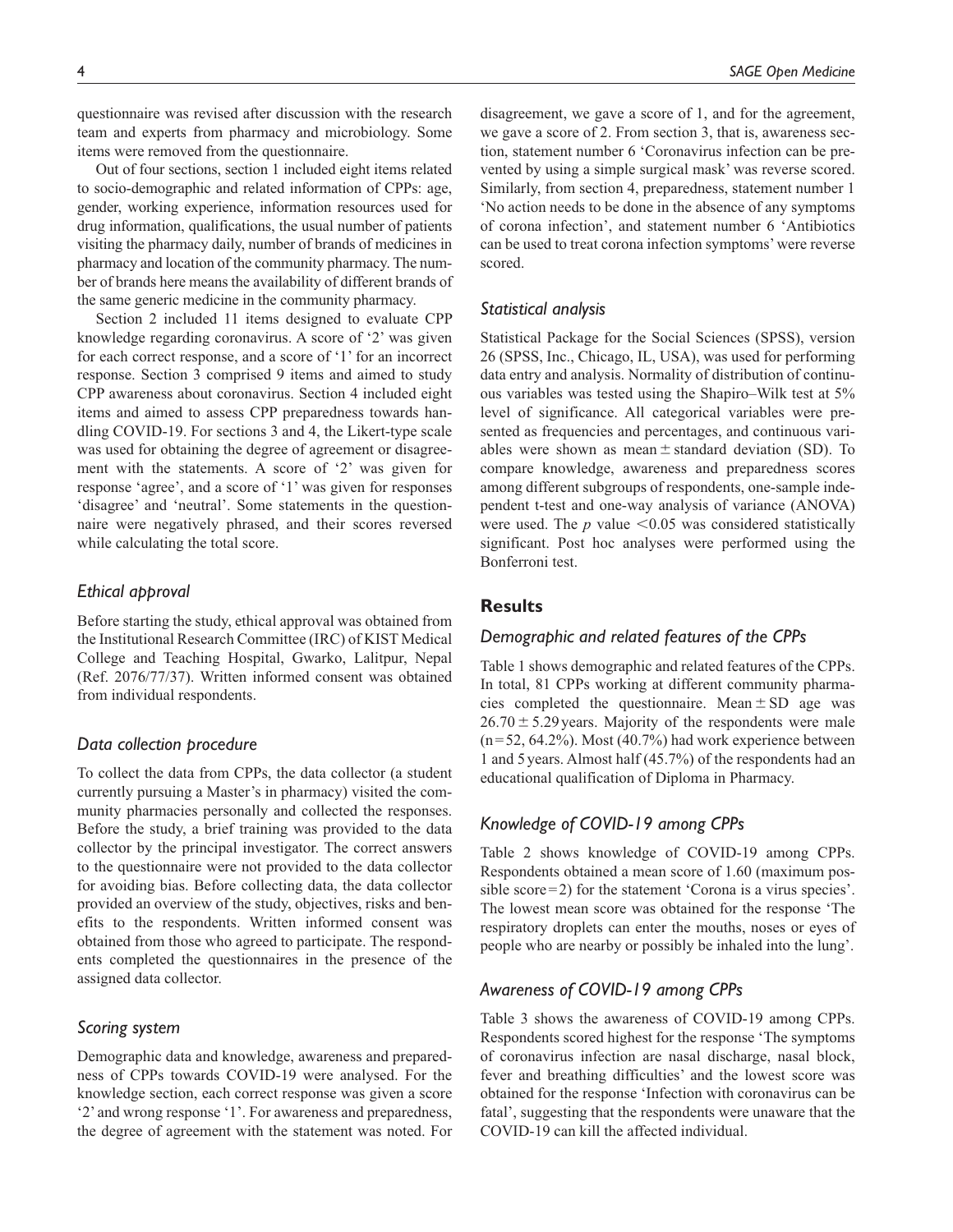questionnaire was revised after discussion with the research team and experts from pharmacy and microbiology. Some items were removed from the questionnaire.

Out of four sections, section 1 included eight items related to socio-demographic and related information of CPPs: age, gender, working experience, information resources used for drug information, qualifications, the usual number of patients visiting the pharmacy daily, number of brands of medicines in pharmacy and location of the community pharmacy. The number of brands here means the availability of different brands of the same generic medicine in the community pharmacy.

Section 2 included 11 items designed to evaluate CPP knowledge regarding coronavirus. A score of '2' was given for each correct response, and a score of '1' for an incorrect response. Section 3 comprised 9 items and aimed to study CPP awareness about coronavirus. Section 4 included eight items and aimed to assess CPP preparedness towards handling COVID-19. For sections 3 and 4, the Likert-type scale was used for obtaining the degree of agreement or disagreement with the statements. A score of '2' was given for response 'agree', and a score of '1' was given for responses 'disagree' and 'neutral'. Some statements in the questionnaire were negatively phrased, and their scores reversed while calculating the total score.

### Ethical approval

Before starting the study, ethical approval was obtained from the Institutional Research Committee (IRC) of KIST Medical College and Teaching Hospital, Gwarko, Lalitpur, Nepal (Ref. 2076/77/37). Written informed consent was obtained from individual respondents.

### Data collection procedure

To collect the data from CPPs, the data collector (a student currently pursuing a Master's in pharmacy) visited the community pharmacies personally and collected the responses. Before the study, a brief training was provided to the data collector by the principal investigator. The correct answers to the questionnaire were not provided to the data collector for avoiding bias. Before collecting data, the data collector provided an overview of the study, objectives, risks and benefits to the respondents. Written informed consent was obtained from those who agreed to participate. The respondents completed the questionnaires in the presence of the assigned data collector.

### Scoring system

Demographic data and knowledge, awareness and preparedness of CPPs towards COVID-19 were analysed. For the knowledge section, each correct response was given a score '2' and wrong response '1'. For awareness and preparedness, the degree of agreement with the statement was noted. For disagreement, we gave a score of 1, and for the agreement, we gave a score of 2. From section 3, that is, awareness section, statement number 6 'Coronavirus infection can be prevented by using a simple surgical mask' was reverse scored. Similarly, from section 4, preparedness, statement number 1 'No action needs to be done in the absence of any symptoms of corona infection', and statement number 6 'Antibiotics can be used to treat corona infection symptoms' were reverse scored.

### Statistical analysis

Statistical Package for the Social Sciences (SPSS), version 26 (SPSS, Inc., Chicago, IL, USA), was used for performing data entry and analysis. Normality of distribution of continuous variables was tested using the Shapiro–Wilk test at 5% level of significance. All categorical variables were presented as frequencies and percentages, and continuous variables were shown as mean ± standard deviation (SD). To compare knowledge, awareness and preparedness scores among different subgroups of respondents, one-sample independent t-test and one-way analysis of variance (ANOVA) were used. The $p$ value $<0.05$ was considered statistically significant. Post hoc analyses were performed using the Bonferroni test.

## Results

### Demographic and related features of the CPPs

Table 1 shows demographic and related features of the CPPs. In total, 81 CPPs working at different community pharmacies completed the questionnaire. Mean ± SD age was 26.70 ± 5.29 years. Majority of the respondents were male (n = 52, 64.2%). Most (40.7%) had work experience between 1 and 5 years. Almost half (45.7%) of the respondents had an educational qualification of Diploma in Pharmacy.

### Knowledge of COVID-19 among CPPs

Table 2 shows knowledge of COVID-19 among CPPs. Respondents obtained a mean score of 1.60 (maximum possible score = 2) for the statement 'Corona is a virus species'. The lowest mean score was obtained for the response 'The respiratory droplets can enter the mouths, noses or eyes of people who are nearby or possibly be inhaled into the lung'.

### Awareness of COVID-19 among CPPs

Table 3 shows the awareness of COVID-19 among CPPs. Respondents scored highest for the response 'The symptoms of coronavirus infection are nasal discharge, nasal block, fever and breathing difficulties' and the lowest score was obtained for the response 'Infection with coronavirus can be fatal', suggesting that the respondents were unaware that the COVID-19 can kill the affected individual.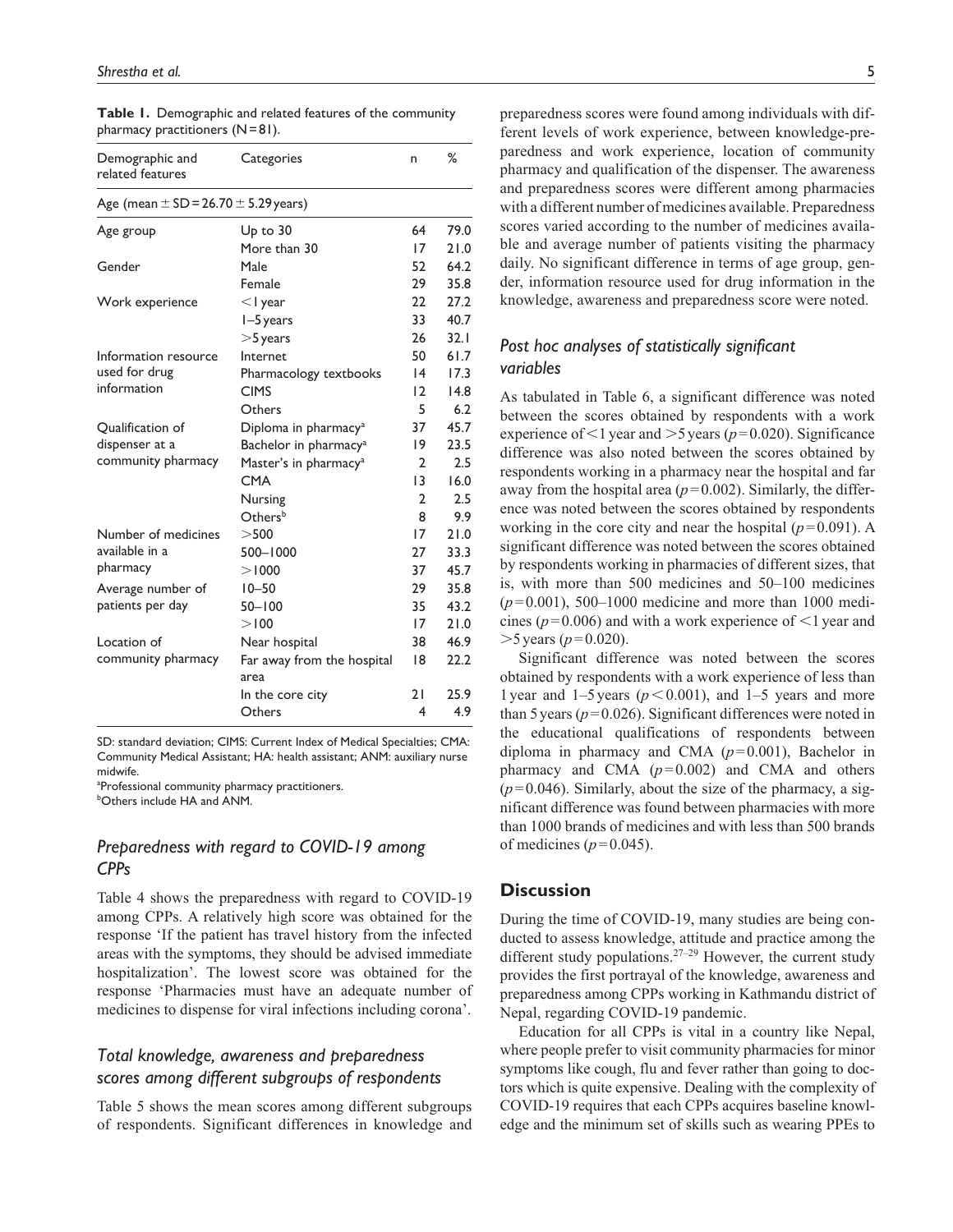**Table 1.** Demographic and related features of the community pharmacy practitioners (N = 81).

| Demographic and related features | Categories | n | % |
|---|---|---|---|
| Age (mean ± SD = 26.70 ± 5.29 years) | | | |
| Age group | Up to 30 | 64 | 79.0 |
| | More than 30 | 17 | 21.0 |
| Gender | Male | 52 | 64.2 |
| | Female | 29 | 35.8 |
| Work experience | <1 year | 22 | 27.2 |
| | 1–5 years | 33 | 40.7 |
| | >5 years | 26 | 32.1 |
| Information resource used for drug information | Internet | 50 | 61.7 |
| | Pharmacology textbooks | 14 | 17.3 |
| | CIMS | 12 | 14.8 |
| | Others | 5 | 6.2 |
| Qualification of dispenser at a community pharmacy | Diploma in pharmacy[a] | 37 | 45.7 |
| | Bachelor in pharmacy[a] | 19 | 23.5 |
| | Master's in pharmacy[a] | 2 | 2.5 |
| | CMA | 13 | 16.0 |
| | Nursing | 2 | 2.5 |
| | Others[b] | 8 | 9.9 |
| Number of medicines available in a pharmacy | >500 | 17 | 21.0 |
| | 500–1000 | 27 | 33.3 |
| | >1000 | 37 | 45.7 |
| Average number of patients per day | 10–50 | 29 | 35.8 |
| | 50–100 | 35 | 43.2 |
| | >100 | 17 | 21.0 |
| Location of community pharmacy | Near hospital | 38 | 46.9 |
| | Far away from the hospital area | 18 | 22.2 |
| | In the core city | 21 | 25.9 |
| | Others | 4 | 4.9 |

SD: standard deviation; CIMS: Current Index of Medical Specialties; CMA: Community Medical Assistant; HA: health assistant; ANM: auxiliary nurse midwife.
[a]Professional community pharmacy practitioners.
[b]Others include HA and ANM.

## *Preparedness with regard to COVID-19 among CPPs*

Table 4 shows the preparedness with regard to COVID-19 among CPPs. A relatively high score was obtained for the response 'If the patient has travel history from the infected areas with the symptoms, they should be advised immediate hospitalization'. The lowest score was obtained for the response 'Pharmacies must have an adequate number of medicines to dispense for viral infections including corona'.

## *Total knowledge, awareness and preparedness scores among different subgroups of respondents*

Table 5 shows the mean scores among different subgroups of respondents. Significant differences in knowledge and preparedness scores were found among individuals with different levels of work experience, between knowledge-preparedness and work experience, location of community pharmacy and qualification of the dispenser. The awareness and preparedness scores were different among pharmacies with a different number of medicines available. Preparedness scores varied according to the number of medicines available and average number of patients visiting the pharmacy daily. No significant difference in terms of age group, gender, information resource used for drug information in the knowledge, awareness and preparedness score were noted.

## *Post hoc analyses of statistically significant variables*

As tabulated in Table 6, a significant difference was noted between the scores obtained by respondents with a work experience of <1 year and >5 years ($p = 0.020$). Significance difference was also noted between the scores obtained by respondents working in a pharmacy near the hospital and far away from the hospital area ($p = 0.002$). Similarly, the difference was noted between the scores obtained by respondents working in the core city and near the hospital ($p = 0.091$). A significant difference was noted between the scores obtained by respondents working in pharmacies of different sizes, that is, with more than 500 medicines and 50–100 medicines ($p = 0.001$), 500–1000 medicine and more than 1000 medicines ($p = 0.006$) and with a work experience of <1 year and >5 years ($p = 0.020$).

Significant difference was noted between the scores obtained by respondents with a work experience of less than 1 year and 1–5 years ($p < 0.001$), and 1–5 years and more than 5 years ($p = 0.026$). Significant differences were noted in the educational qualifications of respondents between diploma in pharmacy and CMA ($p = 0.001$), Bachelor in pharmacy and CMA ($p = 0.002$) and CMA and others ($p = 0.046$). Similarly, about the size of the pharmacy, a significant difference was found between pharmacies with more than 1000 brands of medicines and with less than 500 brands of medicines ($p = 0.045$).

## Discussion

During the time of COVID-19, many studies are being conducted to assess knowledge, attitude and practice among the different study populations.[27–29] However, the current study provides the first portrayal of the knowledge, awareness and preparedness among CPPs working in Kathmandu district of Nepal, regarding COVID-19 pandemic.

Education for all CPPs is vital in a country like Nepal, where people prefer to visit community pharmacies for minor symptoms like cough, flu and fever rather than going to doctors which is quite expensive. Dealing with the complexity of COVID-19 requires that each CPPs acquires baseline knowledge and the minimum set of skills such as wearing PPEs to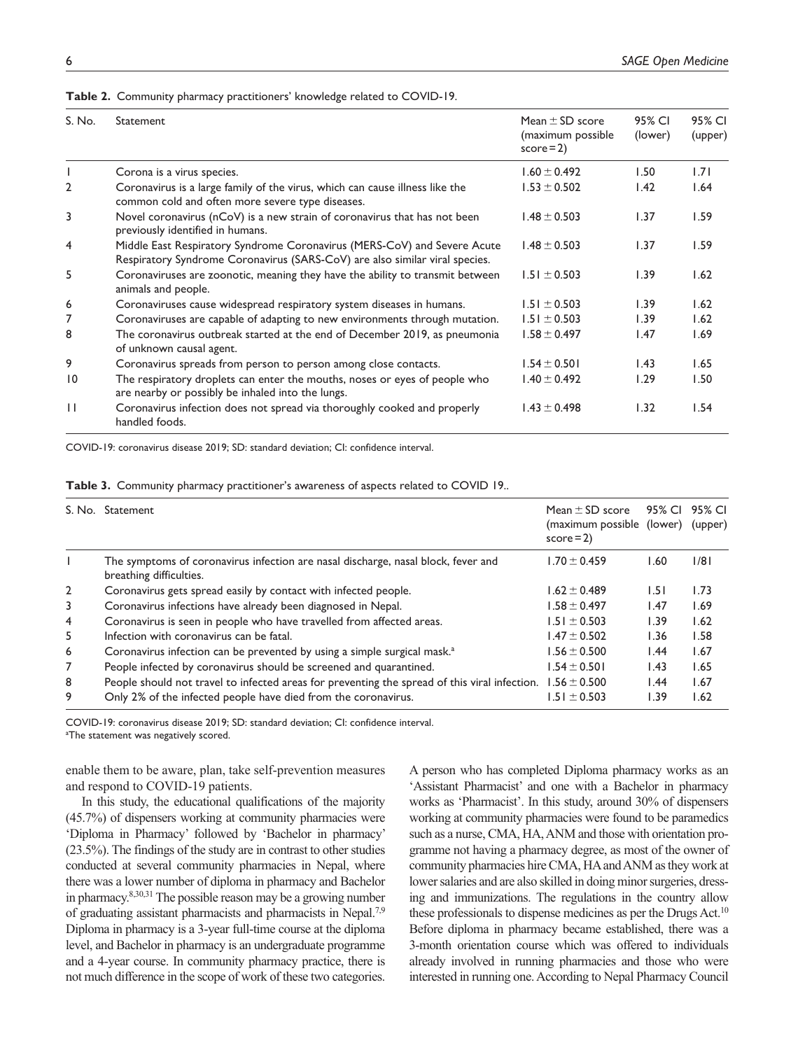**Table 2.** Community pharmacy practitioners' knowledge related to COVID-19.

| S. No. | Statement | Mean ± SD score (maximum possible score = 2) | 95% CI (lower) | 95% CI (upper) |
|---|---|---|---|---|
| 1 | Corona is a virus species. | 1.60 ± 0.492 | 1.50 | 1.71 |
| 2 | Coronavirus is a large family of the virus, which can cause illness like the common cold and often more severe type diseases. | 1.53 ± 0.502 | 1.42 | 1.64 |
| 3 | Novel coronavirus (nCoV) is a new strain of coronavirus that has not been previously identified in humans. | 1.48 ± 0.503 | 1.37 | 1.59 |
| 4 | Middle East Respiratory Syndrome Coronavirus (MERS-CoV) and Severe Acute Respiratory Syndrome Coronavirus (SARS-CoV) are also similar viral species. | 1.48 ± 0.503 | 1.37 | 1.59 |
| 5 | Coronaviruses are zoonotic, meaning they have the ability to transmit between animals and people. | 1.51 ± 0.503 | 1.39 | 1.62 |
| 6 | Coronaviruses cause widespread respiratory system diseases in humans. | 1.51 ± 0.503 | 1.39 | 1.62 |
| 7 | Coronaviruses are capable of adapting to new environments through mutation. | 1.51 ± 0.503 | 1.39 | 1.62 |
| 8 | The coronavirus outbreak started at the end of December 2019, as pneumonia of unknown causal agent. | 1.58 ± 0.497 | 1.47 | 1.69 |
| 9 | Coronavirus spreads from person to person among close contacts. | 1.54 ± 0.501 | 1.43 | 1.65 |
| 10 | The respiratory droplets can enter the mouths, noses or eyes of people who are nearby or possibly be inhaled into the lungs. | 1.40 ± 0.492 | 1.29 | 1.50 |
| 11 | Coronavirus infection does not spread via thoroughly cooked and properly handled foods. | 1.43 ± 0.498 | 1.32 | 1.54 |

COVID-19: coronavirus disease 2019; SD: standard deviation; CI: confidence interval.

**Table 3.** Community pharmacy practitioner's awareness of aspects related to COVID 19..

| S. No. | Statement | Mean ± SD score (maximum possible score = 2) | 95% CI (lower) | 95% CI (upper) |
|---|---|---|---|---|
| 1 | The symptoms of coronavirus infection are nasal discharge, nasal block, fever and breathing difficulties. | 1.70 ± 0.459 | 1.60 | 1/81 |
| 2 | Coronavirus gets spread easily by contact with infected people. | 1.62 ± 0.489 | 1.51 | 1.73 |
| 3 | Coronavirus infections have already been diagnosed in Nepal. | 1.58 ± 0.497 | 1.47 | 1.69 |
| 4 | Coronavirus is seen in people who have travelled from affected areas. | 1.51 ± 0.503 | 1.39 | 1.62 |
| 5 | Infection with coronavirus can be fatal. | 1.47 ± 0.502 | 1.36 | 1.58 |
| 6 | Coronavirus infection can be prevented by using a simple surgical mask.[a] | 1.56 ± 0.500 | 1.44 | 1.67 |
| 7 | People infected by coronavirus should be screened and quarantined. | 1.54 ± 0.501 | 1.43 | 1.65 |
| 8 | People should not travel to infected areas for preventing the spread of this viral infection. | 1.56 ± 0.500 | 1.44 | 1.67 |
| 9 | Only 2% of the infected people have died from the coronavirus. | 1.51 ± 0.503 | 1.39 | 1.62 |

COVID-19: coronavirus disease 2019; SD: standard deviation; CI: confidence interval.
[a]The statement was negatively scored.

enable them to be aware, plan, take self-prevention measures and respond to COVID-19 patients.

In this study, the educational qualifications of the majority (45.7%) of dispensers working at community pharmacies were 'Diploma in Pharmacy' followed by 'Bachelor in pharmacy' (23.5%). The findings of the study are in contrast to other studies conducted at several community pharmacies in Nepal, where there was a lower number of diploma in pharmacy and Bachelor in pharmacy.[8,30,31] The possible reason may be a growing number of graduating assistant pharmacists and pharmacists in Nepal.[7,9] Diploma in pharmacy is a 3-year full-time course at the diploma level, and Bachelor in pharmacy is an undergraduate programme and a 4-year course. In community pharmacy practice, there is not much difference in the scope of work of these two categories. A person who has completed Diploma pharmacy works as an 'Assistant Pharmacist' and one with a Bachelor in pharmacy works as 'Pharmacist'. In this study, around 30% of dispensers working at community pharmacies were found to be paramedics such as a nurse, CMA, HA, ANM and those with orientation programme not having a pharmacy degree, as most of the owner of community pharmacies hire CMA, HA and ANM as they work at lower salaries and are also skilled in doing minor surgeries, dressing and immunizations. The regulations in the country allow these professionals to dispense medicines as per the Drugs Act.[10] Before diploma in pharmacy became established, there was a 3-month orientation course which was offered to individuals already involved in running pharmacies and those who were interested in running one. According to Nepal Pharmacy Council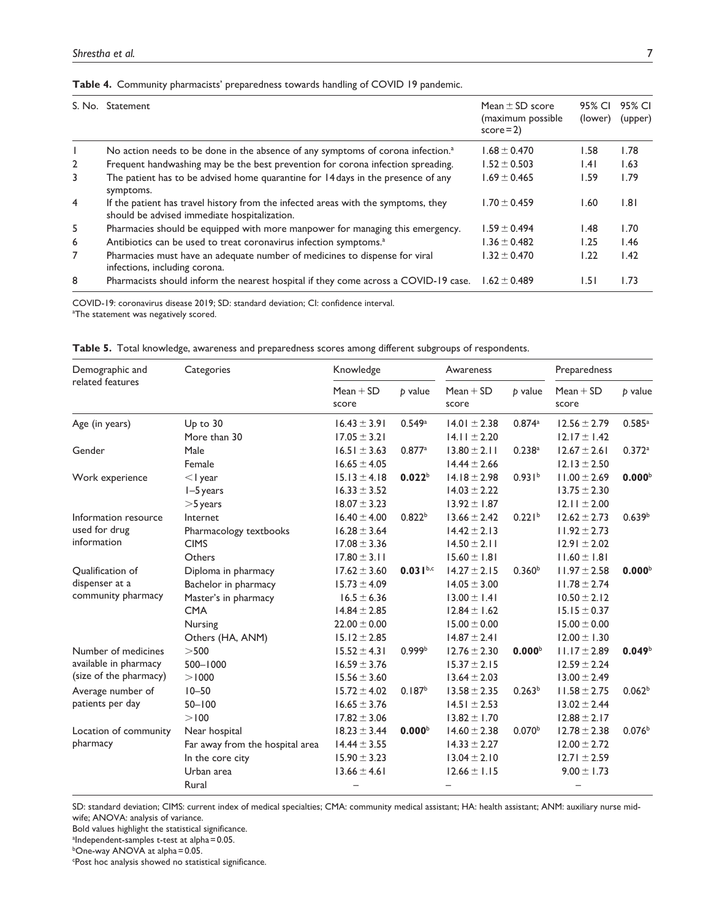**Table 4.** Community pharmacists' preparedness towards handling of COVID 19 pandemic.

| S. No. | Statement | Mean ± SD score (maximum possible score = 2) | 95% CI (lower) | 95% CI (upper) |
|---|---|---|---|---|
| 1 | No action needs to be done in the absence of any symptoms of corona infection.[a] | 1.68 ± 0.470 | 1.58 | 1.78 |
| 2 | Frequent handwashing may be the best prevention for corona infection spreading. | 1.52 ± 0.503 | 1.41 | 1.63 |
| 3 | The patient has to be advised home quarantine for 14 days in the presence of any symptoms. | 1.69 ± 0.465 | 1.59 | 1.79 |
| 4 | If the patient has travel history from the infected areas with the symptoms, they should be advised immediate hospitalization. | 1.70 ± 0.459 | 1.60 | 1.81 |
| 5 | Pharmacies should be equipped with more manpower for managing this emergency. | 1.59 ± 0.494 | 1.48 | 1.70 |
| 6 | Antibiotics can be used to treat coronavirus infection symptoms.[a] | 1.36 ± 0.482 | 1.25 | 1.46 |
| 7 | Pharmacies must have an adequate number of medicines to dispense for viral infections, including corona. | 1.32 ± 0.470 | 1.22 | 1.42 |
| 8 | Pharmacists should inform the nearest hospital if they come across a COVID-19 case. | 1.62 ± 0.489 | 1.51 | 1.73 |

COVID-19: coronavirus disease 2019; SD: standard deviation; CI: confidence interval.
[a]The statement was negatively scored.

**Table 5.** Total knowledge, awareness and preparedness scores among different subgroups of respondents.

| Demographic and related features | Categories | Knowledge | | Awareness | | Preparedness | |
|---|---|---|---|---|---|---|---|
| | | Mean + SD score | *p* value | Mean + SD score | *p* value | Mean + SD score | *p* value |
| Age (in years) | Up to 30 | 16.43 ± 3.91 | 0.549[a] | 14.01 ± 2.38 | 0.874[a] | 12.56 ± 2.79 | 0.585[a] |
| | More than 30 | 17.05 ± 3.21 | | 14.11 ± 2.20 | | 12.17 ± 1.42 | |
| Gender | Male | 16.51 ± 3.63 | 0.877[a] | 13.80 ± 2.11 | 0.238[a] | 12.67 ± 2.61 | 0.372[a] |
| | Female | 16.65 ± 4.05 | | 14.44 ± 2.66 | | 12.13 ± 2.50 | |
| Work experience | <1 year | 15.13 ± 4.18 | **0.022**[b] | 14.18 ± 2.98 | 0.931[b] | 11.00 ± 2.69 | **0.000**[b] |
| | 1–5 years | 16.33 ± 3.52 | | 14.03 ± 2.22 | | 13.75 ± 2.30 | |
| | >5 years | 18.07 ± 3.23 | | 13.92 ± 1.87 | | 12.11 ± 2.00 | |
| Information resource used for drug information | Internet | 16.40 ± 4.00 | 0.822[b] | 13.66 ± 2.42 | 0.221[b] | 12.62 ± 2.73 | 0.639[b] |
| | Pharmacology textbooks | 16.28 ± 3.64 | | 14.42 ± 2.13 | | 11.92 ± 2.73 | |
| | CIMS | 17.08 ± 3.36 | | 14.50 ± 2.11 | | 12.91 ± 2.02 | |
| | Others | 17.80 ± 3.11 | | 15.60 ± 1.81 | | 11.60 ± 1.81 | |
| Qualification of dispenser at a community pharmacy | Diploma in pharmacy | 17.62 ± 3.60 | **0.031**[b,c] | 14.27 ± 2.15 | 0.360[b] | 11.97 ± 2.58 | **0.000**[b] |
| | Bachelor in pharmacy | 15.73 ± 4.09 | | 14.05 ± 3.00 | | 11.78 ± 2.74 | |
| | Master's in pharmacy | 16.5 ± 6.36 | | 13.00 ± 1.41 | | 10.50 ± 2.12 | |
| | CMA | 14.84 ± 2.85 | | 12.84 ± 1.62 | | 15.15 ± 0.37 | |
| | Nursing | 22.00 ± 0.00 | | 15.00 ± 0.00 | | 15.00 ± 0.00 | |
| | Others (HA, ANM) | 15.12 ± 2.85 | | 14.87 ± 2.41 | | 12.00 ± 1.30 | |
| Number of medicines available in pharmacy (size of the pharmacy) | >500 | 15.52 ± 4.31 | 0.999[b] | 12.76 ± 2.30 | **0.000**[b] | 11.17 ± 2.89 | **0.049**[b] |
| | 500–1000 | 16.59 ± 3.76 | | 15.37 ± 2.15 | | 12.59 ± 2.24 | |
| | >1000 | 15.56 ± 3.60 | | 13.64 ± 2.03 | | 13.00 ± 2.49 | |
| Average number of patients per day | 10–50 | 15.72 ± 4.02 | 0.187[b] | 13.58 ± 2.35 | 0.263[b] | 11.58 ± 2.75 | 0.062[b] |
| | 50–100 | 16.65 ± 3.76 | | 14.51 ± 2.53 | | 13.02 ± 2.44 | |
| | >100 | 17.82 ± 3.06 | | 13.82 ± 1.70 | | 12.88 ± 2.17 | |
| Location of community pharmacy | Near hospital | 18.23 ± 3.44 | **0.000**[b] | 14.60 ± 2.38 | 0.070[b] | 12.78 ± 2.38 | 0.076[b] |
| | Far away from the hospital area | 14.44 ± 3.55 | | 14.33 ± 2.27 | | 12.00 ± 2.72 | |
| | In the core city | 15.90 ± 3.23 | | 13.04 ± 2.10 | | 12.71 ± 2.59 | |
| | Urban area | 13.66 ± 4.61 | | 12.66 ± 1.15 | | 9.00 ± 1.73 | |
| | Rural | – | | – | | – | |

SD: standard deviation; CIMS: current index of medical specialties; CMA: community medical assistant; HA: health assistant; ANM: auxiliary nurse midwife; ANOVA: analysis of variance.
Bold values highlight the statistical significance.
[a]Independent-samples t-test at alpha = 0.05.
[b]One-way ANOVA at alpha = 0.05.
[c]Post hoc analysis showed no statistical significance.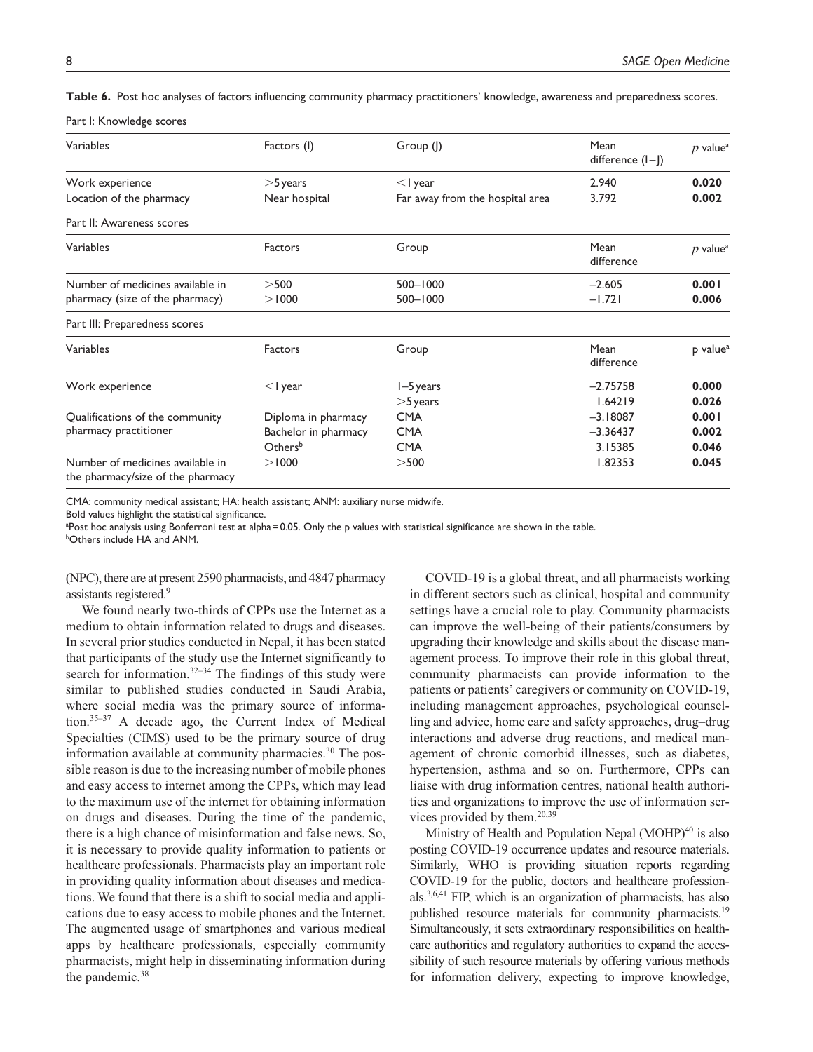**Table 6.** Post hoc analyses of factors influencing community pharmacy practitioners' knowledge, awareness and preparedness scores.

| Part I: Knowledge scores | | | | |
|---|---|---|---|---|
| Variables | Factors (I) | Group (J) | Mean difference (I–J) | $p$ value[a] |
| Work experience | >5 years | <1 year | 2.940 | **0.020** |
| Location of the pharmacy | Near hospital | Far away from the hospital area | 3.792 | **0.002** |
| **Part II: Awareness scores** | | | | |
| Variables | Factors | Group | Mean difference | $p$ value[a] |
| Number of medicines available in pharmacy (size of the pharmacy) | >500 | 500–1000 | −2.605 | **0.001** |
| | >1000 | 500–1000 | −1.721 | **0.006** |
| **Part III: Preparedness scores** | | | | |
| Variables | Factors | Group | Mean difference | p value[a] |
| Work experience | <1 year | 1–5 years | −2.75758 | **0.000** |
| | | >5 years | 1.64219 | **0.026** |
| Qualifications of the community pharmacy practitioner | Diploma in pharmacy | CMA | −3.18087 | **0.001** |
| | Bachelor in pharmacy | CMA | −3.36437 | **0.002** |
| | Others[b] | CMA | 3.15385 | **0.046** |
| Number of medicines available in the pharmacy/size of the pharmacy | >1000 | >500 | 1.82353 | **0.045** |

CMA: community medical assistant; HA: health assistant; ANM: auxiliary nurse midwife.
Bold values highlight the statistical significance.
[a]Post hoc analysis using Bonferroni test at alpha = 0.05. Only the p values with statistical significance are shown in the table.
[b]Others include HA and ANM.

(NPC), there are at present 2590 pharmacists, and 4847 pharmacy assistants registered.[9]

We found nearly two-thirds of CPPs use the Internet as a medium to obtain information related to drugs and diseases. In several prior studies conducted in Nepal, it has been stated that participants of the study use the Internet significantly to search for information.[32–34] The findings of this study were similar to published studies conducted in Saudi Arabia, where social media was the primary source of information.[35–37] A decade ago, the Current Index of Medical Specialties (CIMS) used to be the primary source of drug information available at community pharmacies.[30] The possible reason is due to the increasing number of mobile phones and easy access to internet among the CPPs, which may lead to the maximum use of the internet for obtaining information on drugs and diseases. During the time of the pandemic, there is a high chance of misinformation and false news. So, it is necessary to provide quality information to patients or healthcare professionals. Pharmacists play an important role in providing quality information about diseases and medications. We found that there is a shift to social media and applications due to easy access to mobile phones and the Internet. The augmented usage of smartphones and various medical apps by healthcare professionals, especially community pharmacists, might help in disseminating information during the pandemic.[38]

COVID-19 is a global threat, and all pharmacists working in different sectors such as clinical, hospital and community settings have a crucial role to play. Community pharmacists can improve the well-being of their patients/consumers by upgrading their knowledge and skills about the disease management process. To improve their role in this global threat, community pharmacists can provide information to the patients or patients' caregivers or community on COVID-19, including management approaches, psychological counselling and advice, home care and safety approaches, drug–drug interactions and adverse drug reactions, and medical management of chronic comorbid illnesses, such as diabetes, hypertension, asthma and so on. Furthermore, CPPs can liaise with drug information centres, national health authorities and organizations to improve the use of information services provided by them.[20,39]

Ministry of Health and Population Nepal (MOHP)[40] is also posting COVID-19 occurrence updates and resource materials. Similarly, WHO is providing situation reports regarding COVID-19 for the public, doctors and healthcare professionals.[3,6,41] FIP, which is an organization of pharmacists, has also published resource materials for community pharmacists.[19] Simultaneously, it sets extraordinary responsibilities on healthcare authorities and regulatory authorities to expand the accessibility of such resource materials by offering various methods for information delivery, expecting to improve knowledge,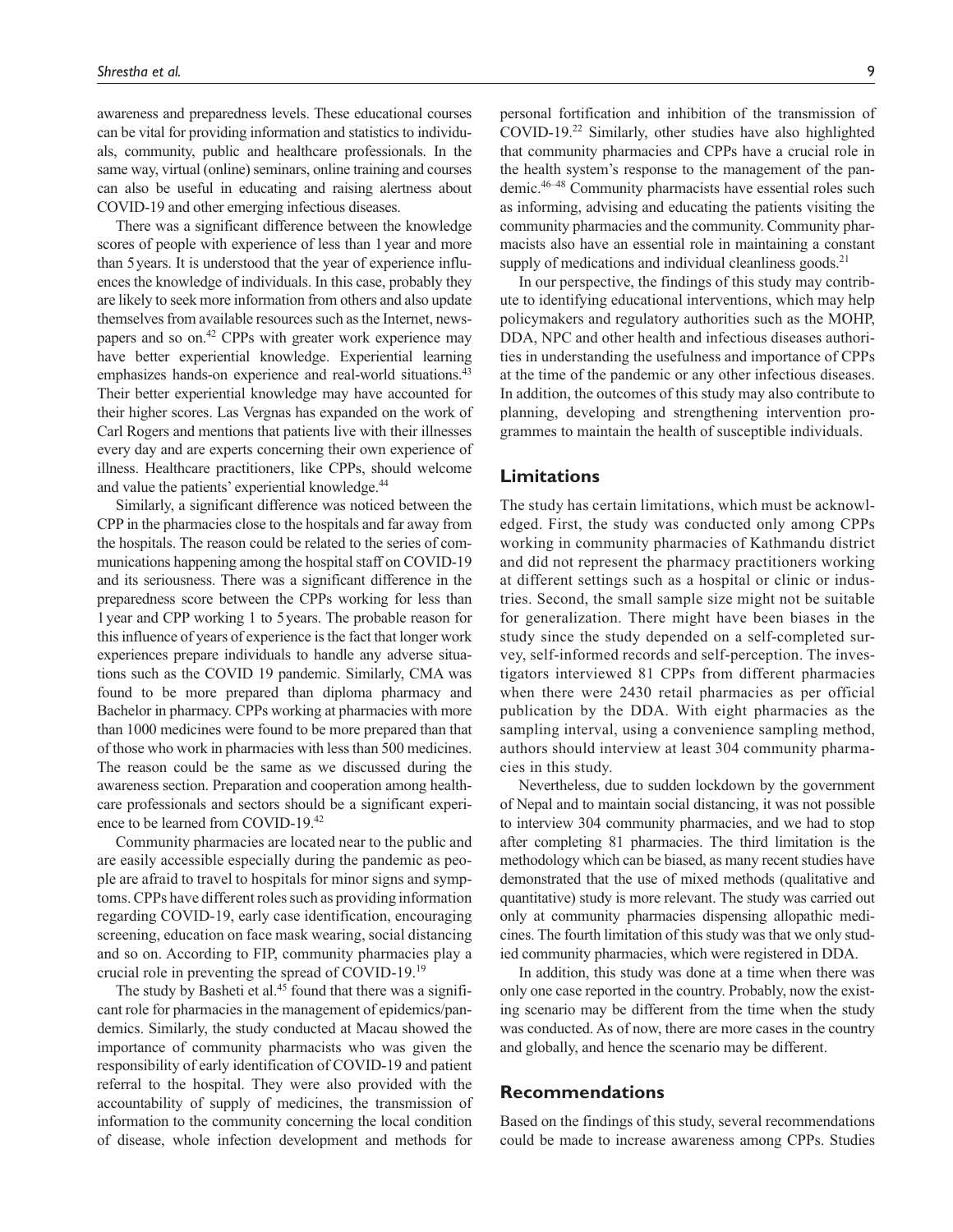awareness and preparedness levels. These educational courses can be vital for providing information and statistics to individuals, community, public and healthcare professionals. In the same way, virtual (online) seminars, online training and courses can also be useful in educating and raising alertness about COVID-19 and other emerging infectious diseases.

There was a significant difference between the knowledge scores of people with experience of less than 1 year and more than 5 years. It is understood that the year of experience influences the knowledge of individuals. In this case, probably they are likely to seek more information from others and also update themselves from available resources such as the Internet, newspapers and so on.[42] CPPs with greater work experience may have better experiential knowledge. Experiential learning emphasizes hands-on experience and real-world situations.[43] Their better experiential knowledge may have accounted for their higher scores. Las Vergnas has expanded on the work of Carl Rogers and mentions that patients live with their illnesses every day and are experts concerning their own experience of illness. Healthcare practitioners, like CPPs, should welcome and value the patients' experiential knowledge.[44]

Similarly, a significant difference was noticed between the CPP in the pharmacies close to the hospitals and far away from the hospitals. The reason could be related to the series of communications happening among the hospital staff on COVID-19 and its seriousness. There was a significant difference in the preparedness score between the CPPs working for less than 1 year and CPP working 1 to 5 years. The probable reason for this influence of years of experience is the fact that longer work experiences prepare individuals to handle any adverse situations such as the COVID 19 pandemic. Similarly, CMA was found to be more prepared than diploma pharmacy and Bachelor in pharmacy. CPPs working at pharmacies with more than 1000 medicines were found to be more prepared than that of those who work in pharmacies with less than 500 medicines. The reason could be the same as we discussed during the awareness section. Preparation and cooperation among healthcare professionals and sectors should be a significant experience to be learned from COVID-19.[42]

Community pharmacies are located near to the public and are easily accessible especially during the pandemic as people are afraid to travel to hospitals for minor signs and symptoms. CPPs have different roles such as providing information regarding COVID-19, early case identification, encouraging screening, education on face mask wearing, social distancing and so on. According to FIP, community pharmacies play a crucial role in preventing the spread of COVID-19.[19]

The study by Basheti et al.[45] found that there was a significant role for pharmacies in the management of epidemics/pandemics. Similarly, the study conducted at Macau showed the importance of community pharmacists who was given the responsibility of early identification of COVID-19 and patient referral to the hospital. They were also provided with the accountability of supply of medicines, the transmission of information to the community concerning the local condition of disease, whole infection development and methods for personal fortification and inhibition of the transmission of COVID-19.[22] Similarly, other studies have also highlighted that community pharmacies and CPPs have a crucial role in the health system's response to the management of the pandemic.[46–48] Community pharmacists have essential roles such as informing, advising and educating the patients visiting the community pharmacies and the community. Community pharmacists also have an essential role in maintaining a constant supply of medications and individual cleanliness goods.[21]

In our perspective, the findings of this study may contribute to identifying educational interventions, which may help policymakers and regulatory authorities such as the MOHP, DDA, NPC and other health and infectious diseases authorities in understanding the usefulness and importance of CPPs at the time of the pandemic or any other infectious diseases. In addition, the outcomes of this study may also contribute to planning, developing and strengthening intervention programmes to maintain the health of susceptible individuals.

## Limitations

The study has certain limitations, which must be acknowledged. First, the study was conducted only among CPPs working in community pharmacies of Kathmandu district and did not represent the pharmacy practitioners working at different settings such as a hospital or clinic or industries. Second, the small sample size might not be suitable for generalization. There might have been biases in the study since the study depended on a self-completed survey, self-informed records and self-perception. The investigators interviewed 81 CPPs from different pharmacies when there were 2430 retail pharmacies as per official publication by the DDA. With eight pharmacies as the sampling interval, using a convenience sampling method, authors should interview at least 304 community pharmacies in this study.

Nevertheless, due to sudden lockdown by the government of Nepal and to maintain social distancing, it was not possible to interview 304 community pharmacies, and we had to stop after completing 81 pharmacies. The third limitation is the methodology which can be biased, as many recent studies have demonstrated that the use of mixed methods (qualitative and quantitative) study is more relevant. The study was carried out only at community pharmacies dispensing allopathic medicines. The fourth limitation of this study was that we only studied community pharmacies, which were registered in DDA.

In addition, this study was done at a time when there was only one case reported in the country. Probably, now the existing scenario may be different from the time when the study was conducted. As of now, there are more cases in the country and globally, and hence the scenario may be different.

## Recommendations

Based on the findings of this study, several recommendations could be made to increase awareness among CPPs. Studies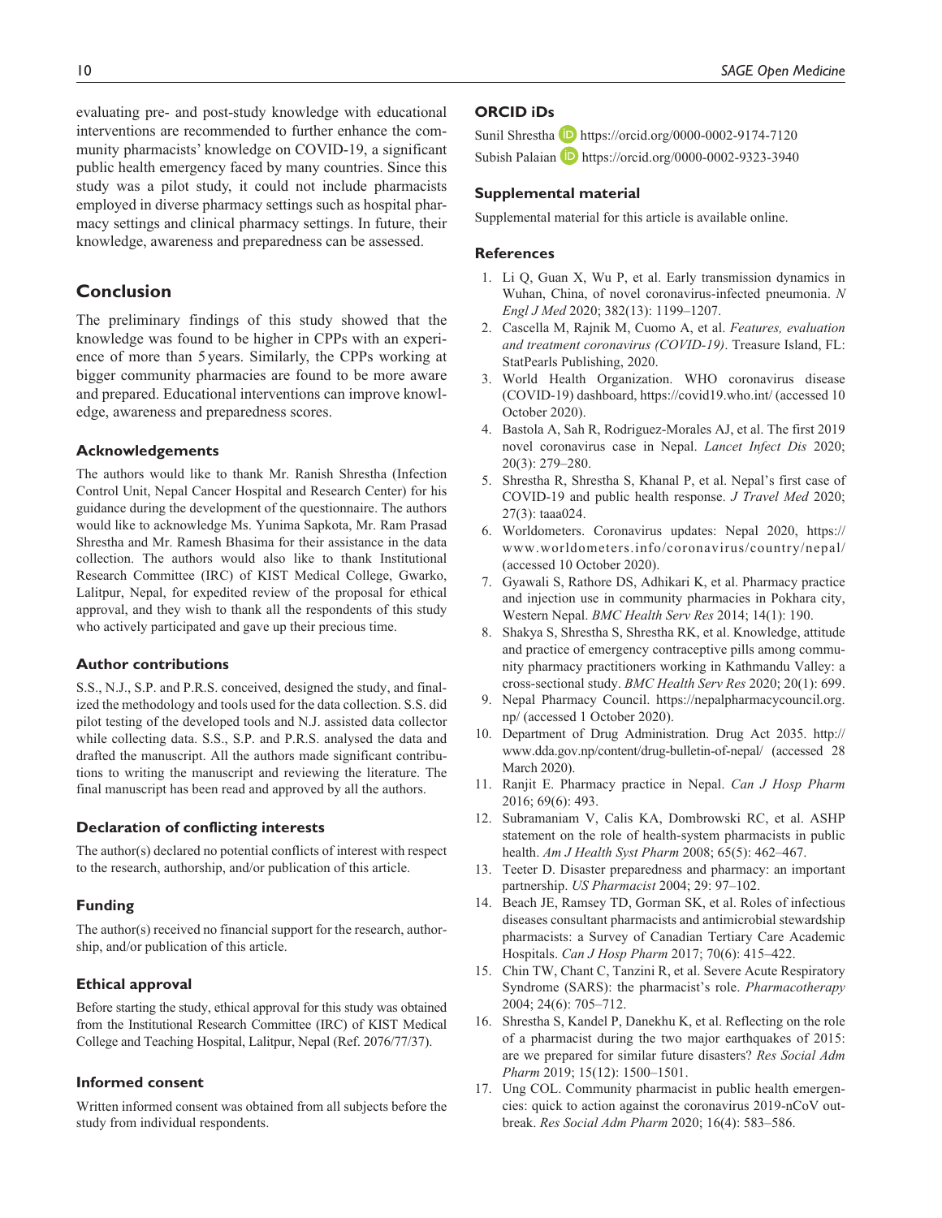evaluating pre- and post-study knowledge with educational interventions are recommended to further enhance the community pharmacists' knowledge on COVID-19, a significant public health emergency faced by many countries. Since this study was a pilot study, it could not include pharmacists employed in diverse pharmacy settings such as hospital pharmacy settings and clinical pharmacy settings. In future, their knowledge, awareness and preparedness can be assessed.

## Conclusion

The preliminary findings of this study showed that the knowledge was found to be higher in CPPs with an experience of more than 5 years. Similarly, the CPPs working at bigger community pharmacies are found to be more aware and prepared. Educational interventions can improve knowledge, awareness and preparedness scores.

### Acknowledgements

The authors would like to thank Mr. Ranish Shrestha (Infection Control Unit, Nepal Cancer Hospital and Research Center) for his guidance during the development of the questionnaire. The authors would like to acknowledge Ms. Yunima Sapkota, Mr. Ram Prasad Shrestha and Mr. Ramesh Bhasima for their assistance in the data collection. The authors would also like to thank Institutional Research Committee (IRC) of KIST Medical College, Gwarko, Lalitpur, Nepal, for expedited review of the proposal for ethical approval, and they wish to thank all the respondents of this study who actively participated and gave up their precious time.

### Author contributions

S.S., N.J., S.P. and P.R.S. conceived, designed the study, and finalized the methodology and tools used for the data collection. S.S. did pilot testing of the developed tools and N.J. assisted data collector while collecting data. S.S., S.P. and P.R.S. analysed the data and drafted the manuscript. All the authors made significant contributions to writing the manuscript and reviewing the literature. The final manuscript has been read and approved by all the authors.

### Declaration of conflicting interests

The author(s) declared no potential conflicts of interest with respect to the research, authorship, and/or publication of this article.

### Funding

The author(s) received no financial support for the research, authorship, and/or publication of this article.

### Ethical approval

Before starting the study, ethical approval for this study was obtained from the Institutional Research Committee (IRC) of KIST Medical College and Teaching Hospital, Lalitpur, Nepal (Ref. 2076/77/37).

### Informed consent

Written informed consent was obtained from all subjects before the study from individual respondents.

### ORCID iDs

Sunil Shrestha https://orcid.org/0000-0002-9174-7120
Subish Palaian https://orcid.org/0000-0002-9323-3940

### Supplemental material

Supplemental material for this article is available online.

### References

1. Li Q, Guan X, Wu P, et al. Early transmission dynamics in Wuhan, China, of novel coronavirus-infected pneumonia. *N Engl J Med* 2020; 382(13): 1199–1207.
2. Cascella M, Rajnik M, Cuomo A, et al. *Features, evaluation and treatment coronavirus (COVID-19)*. Treasure Island, FL: StatPearls Publishing, 2020.
3. World Health Organization. WHO coronavirus disease (COVID-19) dashboard, https://covid19.who.int/ (accessed 10 October 2020).
4. Bastola A, Sah R, Rodriguez-Morales AJ, et al. The first 2019 novel coronavirus case in Nepal. *Lancet Infect Dis* 2020; 20(3): 279–280.
5. Shrestha R, Shrestha S, Khanal P, et al. Nepal's first case of COVID-19 and public health response. *J Travel Med* 2020; 27(3): taaa024.
6. Worldometers. Coronavirus updates: Nepal 2020, https://www.worldometers.info/coronavirus/country/nepal/ (accessed 10 October 2020).
7. Gyawali S, Rathore DS, Adhikari K, et al. Pharmacy practice and injection use in community pharmacies in Pokhara city, Western Nepal. *BMC Health Serv Res* 2014; 14(1): 190.
8. Shakya S, Shrestha S, Shrestha RK, et al. Knowledge, attitude and practice of emergency contraceptive pills among community pharmacy practitioners working in Kathmandu Valley: a cross-sectional study. *BMC Health Serv Res* 2020; 20(1): 699.
9. Nepal Pharmacy Council. https://nepalpharmacycouncil.org.np/ (accessed 1 October 2020).
10. Department of Drug Administration. Drug Act 2035. http://www.dda.gov.np/content/drug-bulletin-of-nepal/ (accessed 28 March 2020).
11. Ranjit E. Pharmacy practice in Nepal. *Can J Hosp Pharm* 2016; 69(6): 493.
12. Subramaniam V, Calis KA, Dombrowski RC, et al. ASHP statement on the role of health-system pharmacists in public health. *Am J Health Syst Pharm* 2008; 65(5): 462–467.
13. Teeter D. Disaster preparedness and pharmacy: an important partnership. *US Pharmacist* 2004; 29: 97–102.
14. Beach JE, Ramsey TD, Gorman SK, et al. Roles of infectious diseases consultant pharmacists and antimicrobial stewardship pharmacists: a Survey of Canadian Tertiary Care Academic Hospitals. *Can J Hosp Pharm* 2017; 70(6): 415–422.
15. Chin TW, Chant C, Tanzini R, et al. Severe Acute Respiratory Syndrome (SARS): the pharmacist's role. *Pharmacotherapy* 2004; 24(6): 705–712.
16. Shrestha S, Kandel P, Danekhu K, et al. Reflecting on the role of a pharmacist during the two major earthquakes of 2015: are we prepared for similar future disasters? *Res Social Adm Pharm* 2019; 15(12): 1500–1501.
17. Ung COL. Community pharmacist in public health emergencies: quick to action against the coronavirus 2019-nCoV outbreak. *Res Social Adm Pharm* 2020; 16(4): 583–586.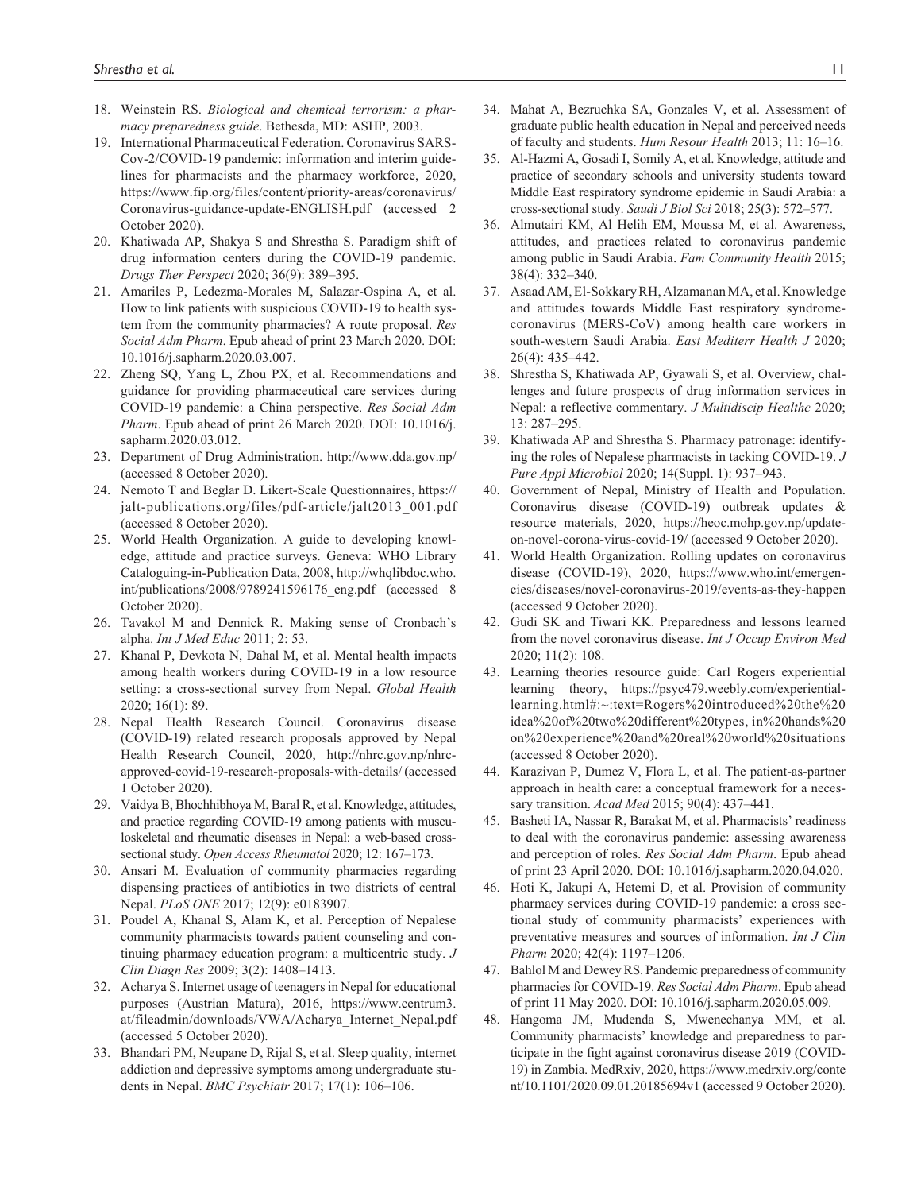18. Weinstein RS. *Biological and chemical terrorism: a pharmacy preparedness guide*. Bethesda, MD: ASHP, 2003.
19. International Pharmaceutical Federation. Coronavirus SARS-Cov-2/COVID-19 pandemic: information and interim guidelines for pharmacists and the pharmacy workforce, 2020, https://www.fip.org/files/content/priority-areas/coronavirus/Coronavirus-guidance-update-ENGLISH.pdf (accessed 2 October 2020).
20. Khatiwada AP, Shakya S and Shrestha S. Paradigm shift of drug information centers during the COVID-19 pandemic. *Drugs Ther Perspect* 2020; 36(9): 389–395.
21. Amariles P, Ledezma-Morales M, Salazar-Ospina A, et al. How to link patients with suspicious COVID-19 to health system from the community pharmacies? A route proposal. *Res Social Adm Pharm*. Epub ahead of print 23 March 2020. DOI: 10.1016/j.sapharm.2020.03.007.
22. Zheng SQ, Yang L, Zhou PX, et al. Recommendations and guidance for providing pharmaceutical care services during COVID-19 pandemic: a China perspective. *Res Social Adm Pharm*. Epub ahead of print 26 March 2020. DOI: 10.1016/j.sapharm.2020.03.012.
23. Department of Drug Administration. http://www.dda.gov.np/ (accessed 8 October 2020).
24. Nemoto T and Beglar D. Likert-Scale Questionnaires, https://jalt-publications.org/files/pdf-article/jalt2013_001.pdf (accessed 8 October 2020).
25. World Health Organization. A guide to developing knowledge, attitude and practice surveys. Geneva: WHO Library Cataloguing-in-Publication Data, 2008, http://whqlibdoc.who.int/publications/2008/9789241596176_eng.pdf (accessed 8 October 2020).
26. Tavakol M and Dennick R. Making sense of Cronbach's alpha. *Int J Med Educ* 2011; 2: 53.
27. Khanal P, Devkota N, Dahal M, et al. Mental health impacts among health workers during COVID-19 in a low resource setting: a cross-sectional survey from Nepal. *Global Health* 2020; 16(1): 89.
28. Nepal Health Research Council. Coronavirus disease (COVID-19) related research proposals approved by Nepal Health Research Council, 2020, http://nhrc.gov.np/nhrc-approved-covid-19-research-proposals-with-details/ (accessed 1 October 2020).
29. Vaidya B, Bhochhibhoya M, Baral R, et al. Knowledge, attitudes, and practice regarding COVID-19 among patients with musculoskeletal and rheumatic diseases in Nepal: a web-based cross-sectional study. *Open Access Rheumatol* 2020; 12: 167–173.
30. Ansari M. Evaluation of community pharmacies regarding dispensing practices of antibiotics in two districts of central Nepal. *PLoS ONE* 2017; 12(9): e0183907.
31. Poudel A, Khanal S, Alam K, et al. Perception of Nepalese community pharmacists towards patient counseling and continuing pharmacy education program: a multicentric study. *J Clin Diagn Res* 2009; 3(2): 1408–1413.
32. Acharya S. Internet usage of teenagers in Nepal for educational purposes (Austrian Matura), 2016, https://www.centrum3.at/fileadmin/downloads/VWA/Acharya_Internet_Nepal.pdf (accessed 5 October 2020).
33. Bhandari PM, Neupane D, Rijal S, et al. Sleep quality, internet addiction and depressive symptoms among undergraduate students in Nepal. *BMC Psychiatr* 2017; 17(1): 106–106.
34. Mahat A, Bezruchka SA, Gonzales V, et al. Assessment of graduate public health education in Nepal and perceived needs of faculty and students. *Hum Resour Health* 2013; 11: 16–16.
35. Al-Hazmi A, Gosadi I, Somily A, et al. Knowledge, attitude and practice of secondary schools and university students toward Middle East respiratory syndrome epidemic in Saudi Arabia: a cross-sectional study. *Saudi J Biol Sci* 2018; 25(3): 572–577.
36. Almutairi KM, Al Helih EM, Moussa M, et al. Awareness, attitudes, and practices related to coronavirus pandemic among public in Saudi Arabia. *Fam Community Health* 2015; 38(4): 332–340.
37. Asaad AM, El-Sokkary RH, Alzamanan MA, et al. Knowledge and attitudes towards Middle East respiratory syndrome-coronavirus (MERS-CoV) among health care workers in south-western Saudi Arabia. *East Mediterr Health J* 2020; 26(4): 435–442.
38. Shrestha S, Khatiwada AP, Gyawali S, et al. Overview, challenges and future prospects of drug information services in Nepal: a reflective commentary. *J Multidiscip Healthc* 2020; 13: 287–295.
39. Khatiwada AP and Shrestha S. Pharmacy patronage: identifying the roles of Nepalese pharmacists in tacking COVID-19. *J Pure Appl Microbiol* 2020; 14(Suppl. 1): 937–943.
40. Government of Nepal, Ministry of Health and Population. Coronavirus disease (COVID-19) outbreak updates & resource materials, 2020, https://heoc.mohp.gov.np/update-on-novel-corona-virus-covid-19/ (accessed 9 October 2020).
41. World Health Organization. Rolling updates on coronavirus disease (COVID-19), 2020, https://www.who.int/emergencies/diseases/novel-coronavirus-2019/events-as-they-happen (accessed 9 October 2020).
42. Gudi SK and Tiwari KK. Preparedness and lessons learned from the novel coronavirus disease. *Int J Occup Environ Med* 2020; 11(2): 108.
43. Learning theories resource guide: Carl Rogers experiential learning theory, https://psyc479.weebly.com/experiential-learning.html#:~:text=Rogers%20introduced%20the%20idea%20of%20two%20different%20types, in%20hands%20on%20experience%20and%20real%20world%20situations (accessed 8 October 2020).
44. Karazivan P, Dumez V, Flora L, et al. The patient-as-partner approach in health care: a conceptual framework for a necessary transition. *Acad Med* 2015; 90(4): 437–441.
45. Basheti IA, Nassar R, Barakat M, et al. Pharmacists' readiness to deal with the coronavirus pandemic: assessing awareness and perception of roles. *Res Social Adm Pharm*. Epub ahead of print 23 April 2020. DOI: 10.1016/j.sapharm.2020.04.020.
46. Hoti K, Jakupi A, Hetemi D, et al. Provision of community pharmacy services during COVID-19 pandemic: a cross sectional study of community pharmacists' experiences with preventative measures and sources of information. *Int J Clin Pharm* 2020; 42(4): 1197–1206.
47. Bahlol M and Dewey RS. Pandemic preparedness of community pharmacies for COVID-19. *Res Social Adm Pharm*. Epub ahead of print 11 May 2020. DOI: 10.1016/j.sapharm.2020.05.009.
48. Hangoma JM, Mudenda S, Mwenechanya MM, et al. Community pharmacists' knowledge and preparedness to participate in the fight against coronavirus disease 2019 (COVID-19) in Zambia. MedRxiv, 2020, https://www.medrxiv.org/content/10.1101/2020.09.01.20185694v1 (accessed 9 October 2020).